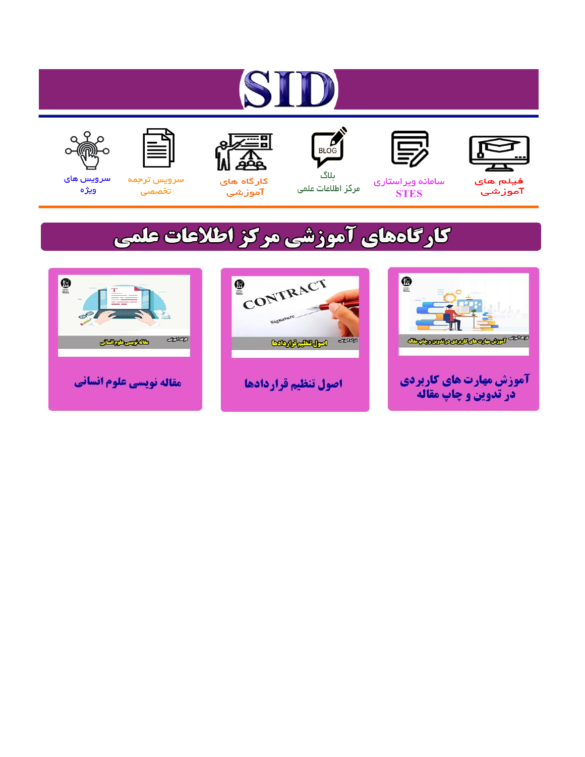# SID

فیلم های آموزشی

سامانه ویراستاری STES

بلاگ مرکز اطلاعات علمی

کارگاه های آموزشی

سرویس ترجمه تخصصی

سرویس های ویژه

## کارگاه‌های آموزشی مرکز اطلاعات علمی

آموزش مهارت های کاربردی در تدوین و چاپ مقاله

اصول تنظیم قراردادها

مقاله نویسی علوم انسانی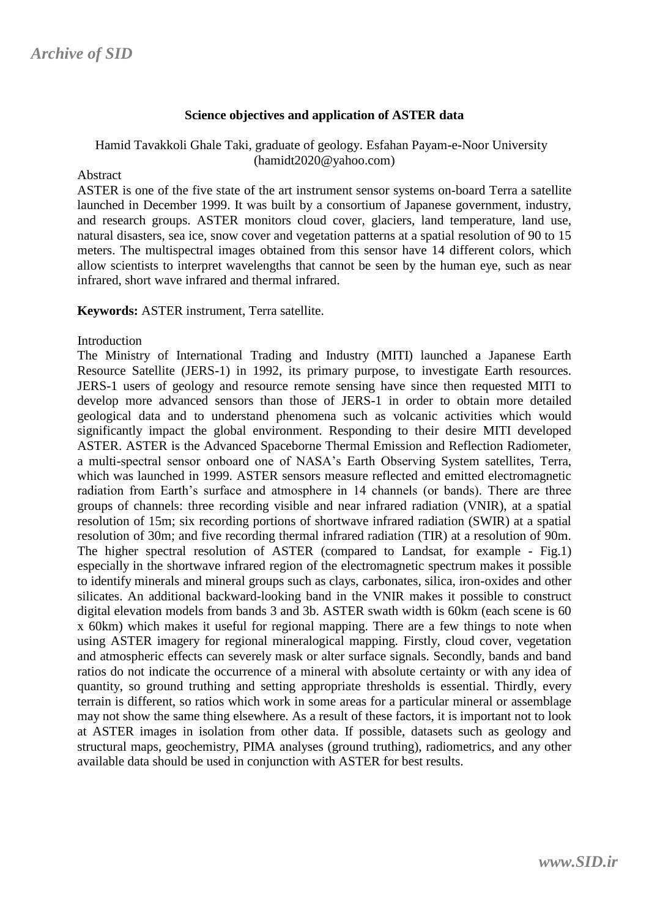## Science objectives and application of ASTER data

Hamid Tavakkoli Ghale Taki, graduate of geology. Esfahan Payam-e-Noor University (hamidt2020@yahoo.com)

Abstract

ASTER is one of the five state of the art instrument sensor systems on-board Terra a satellite launched in December 1999. It was built by a consortium of Japanese government, industry, and research groups. ASTER monitors cloud cover, glaciers, land temperature, land use, natural disasters, sea ice, snow cover and vegetation patterns at a spatial resolution of 90 to 15 meters. The multispectral images obtained from this sensor have 14 different colors, which allow scientists to interpret wavelengths that cannot be seen by the human eye, such as near infrared, short wave infrared and thermal infrared.

**Keywords:** ASTER instrument, Terra satellite.

Introduction

The Ministry of International Trading and Industry (MITI) launched a Japanese Earth Resource Satellite (JERS-1) in 1992, its primary purpose, to investigate Earth resources. JERS-1 users of geology and resource remote sensing have since then requested MITI to develop more advanced sensors than those of JERS-1 in order to obtain more detailed geological data and to understand phenomena such as volcanic activities which would significantly impact the global environment. Responding to their desire MITI developed ASTER. ASTER is the Advanced Spaceborne Thermal Emission and Reflection Radiometer, a multi-spectral sensor onboard one of NASA's Earth Observing System satellites, Terra, which was launched in 1999. ASTER sensors measure reflected and emitted electromagnetic radiation from Earth's surface and atmosphere in 14 channels (or bands). There are three groups of channels: three recording visible and near infrared radiation (VNIR), at a spatial resolution of 15m; six recording portions of shortwave infrared radiation (SWIR) at a spatial resolution of 30m; and five recording thermal infrared radiation (TIR) at a resolution of 90m. The higher spectral resolution of ASTER (compared to Landsat, for example - Fig.1) especially in the shortwave infrared region of the electromagnetic spectrum makes it possible to identify minerals and mineral groups such as clays, carbonates, silica, iron-oxides and other silicates. An additional backward-looking band in the VNIR makes it possible to construct digital elevation models from bands 3 and 3b. ASTER swath width is 60km (each scene is 60 x 60km) which makes it useful for regional mapping. There are a few things to note when using ASTER imagery for regional mineralogical mapping. Firstly, cloud cover, vegetation and atmospheric effects can severely mask or alter surface signals. Secondly, bands and band ratios do not indicate the occurrence of a mineral with absolute certainty or with any idea of quantity, so ground truthing and setting appropriate thresholds is essential. Thirdly, every terrain is different, so ratios which work in some areas for a particular mineral or assemblage may not show the same thing elsewhere. As a result of these factors, it is important not to look at ASTER images in isolation from other data. If possible, datasets such as geology and structural maps, geochemistry, PIMA analyses (ground truthing), radiometrics, and any other available data should be used in conjunction with ASTER for best results.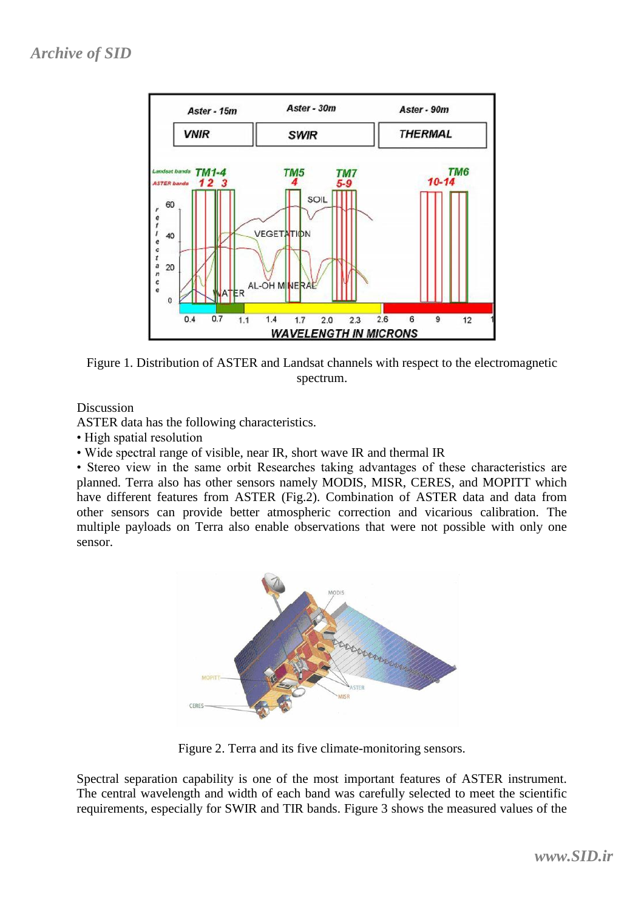Figure 1. Distribution of ASTER and Landsat channels with respect to the electromagnetic spectrum.

Discussion

ASTER data has the following characteristics.

- High spatial resolution
- Wide spectral range of visible, near IR, short wave IR and thermal IR
- Stereo view in the same orbit Researches taking advantages of these characteristics are planned. Terra also has other sensors namely MODIS, MISR, CERES, and MOPITT which have different features from ASTER (Fig.2). Combination of ASTER data and data from other sensors can provide better atmospheric correction and vicarious calibration. The multiple payloads on Terra also enable observations that were not possible with only one sensor.

Figure 2. Terra and its five climate-monitoring sensors.

Spectral separation capability is one of the most important features of ASTER instrument. The central wavelength and width of each band was carefully selected to meet the scientific requirements, especially for SWIR and TIR bands. Figure 3 shows the measured values of the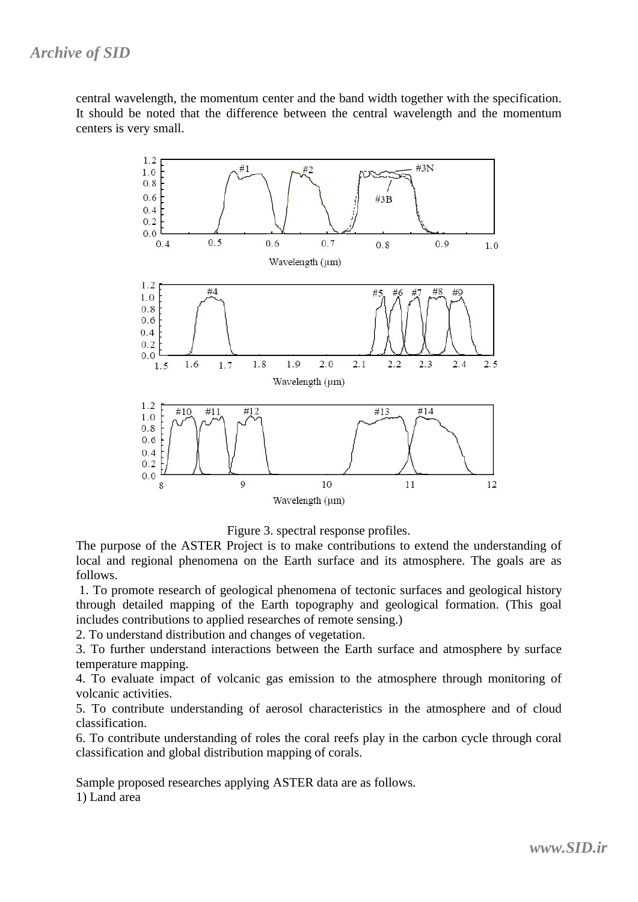central wavelength, the momentum center and the band width together with the specification. It should be noted that the difference between the central wavelength and the momentum centers is very small.

Figure 3. spectral response profiles.

The purpose of the ASTER Project is to make contributions to extend the understanding of local and regional phenomena on the Earth surface and its atmosphere. The goals are as follows.

1. To promote research of geological phenomena of tectonic surfaces and geological history through detailed mapping of the Earth topography and geological formation. (This goal includes contributions to applied researches of remote sensing.)
2. To understand distribution and changes of vegetation.
3. To further understand interactions between the Earth surface and atmosphere by surface temperature mapping.
4. To evaluate impact of volcanic gas emission to the atmosphere through monitoring of volcanic activities.
5. To contribute understanding of aerosol characteristics in the atmosphere and of cloud classification.
6. To contribute understanding of roles the coral reefs play in the carbon cycle through coral classification and global distribution mapping of corals.

Sample proposed researches applying ASTER data are as follows.

1) Land area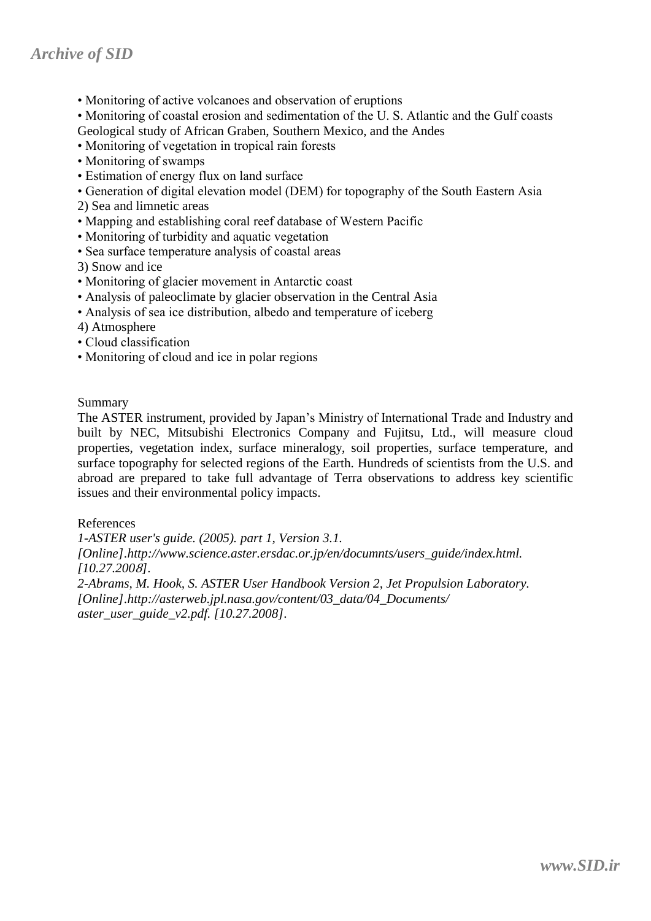- Monitoring of active volcanoes and observation of eruptions
- Monitoring of coastal erosion and sedimentation of the U. S. Atlantic and the Gulf coasts

Geological study of African Graben, Southern Mexico, and the Andes

- Monitoring of vegetation in tropical rain forests
- Monitoring of swamps
- Estimation of energy flux on land surface
- Generation of digital elevation model (DEM) for topography of the South Eastern Asia

2) Sea and limnetic areas

- Mapping and establishing coral reef database of Western Pacific
- Monitoring of turbidity and aquatic vegetation
- Sea surface temperature analysis of coastal areas

3) Snow and ice

- Monitoring of glacier movement in Antarctic coast
- Analysis of paleoclimate by glacier observation in the Central Asia
- Analysis of sea ice distribution, albedo and temperature of iceberg

4) Atmosphere

- Cloud classification
- Monitoring of cloud and ice in polar regions

Summary

The ASTER instrument, provided by Japan's Ministry of International Trade and Industry and built by NEC, Mitsubishi Electronics Company and Fujitsu, Ltd., will measure cloud properties, vegetation index, surface mineralogy, soil properties, surface temperature, and surface topography for selected regions of the Earth. Hundreds of scientists from the U.S. and abroad are prepared to take full advantage of Terra observations to address key scientific issues and their environmental policy impacts.

References

*1-ASTER user's guide. (2005). part 1, Version 3.1. [Online].http://www.science.aster.ersdac.or.jp/en/documnts/users_guide/index.html. [10.27.2008].*

*2-Abrams, M. Hook, S. ASTER User Handbook Version 2, Jet Propulsion Laboratory. [Online].http://asterweb.jpl.nasa.gov/content/03_data/04_Documents/ aster_user_guide_v2.pdf. [10.27.2008].*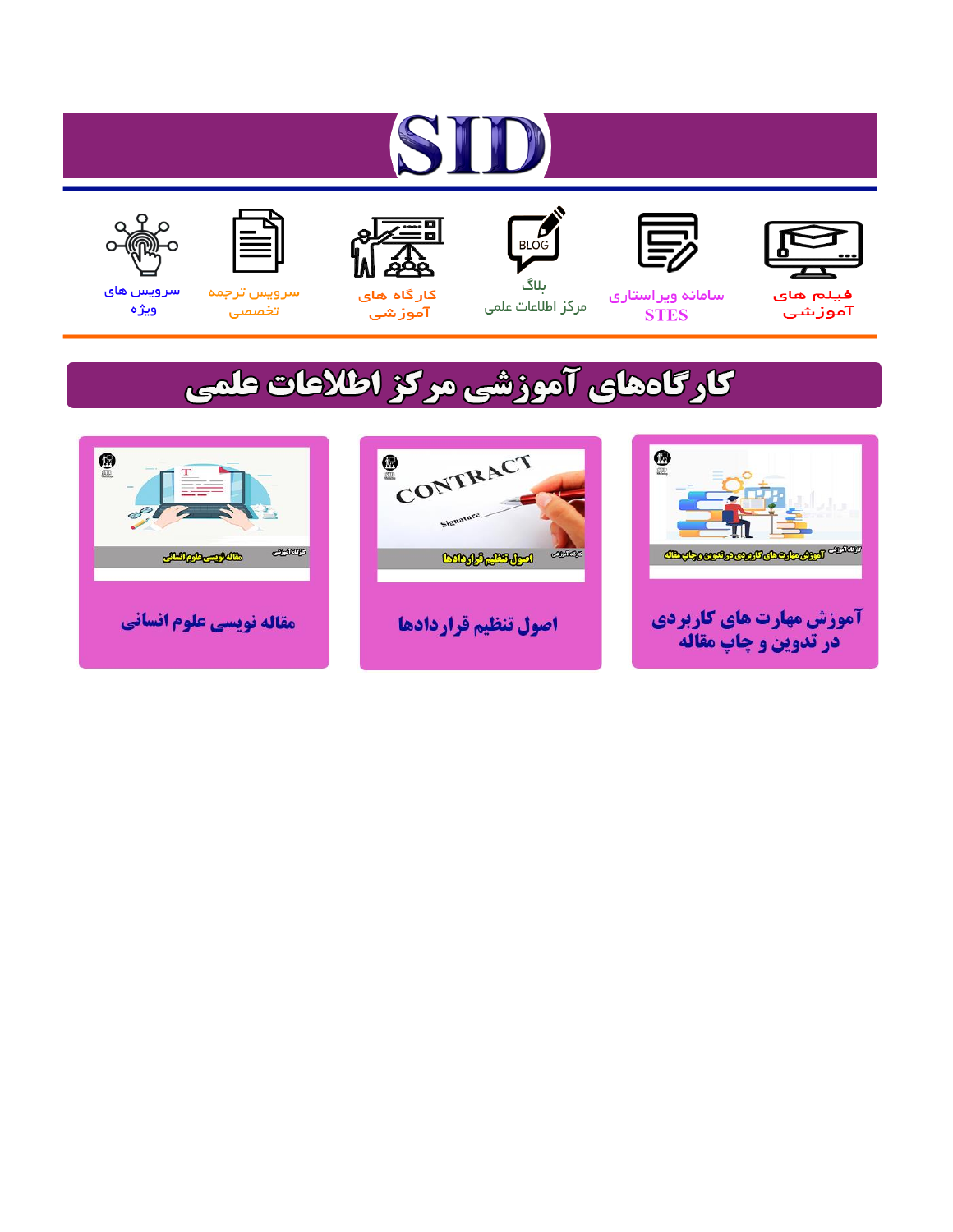# SID

فیلم های آموزشی

سامانه ویراستاری STES

بلاگ مرکز اطلاعات علمی

کارگاه های آموزشی

سرویس ترجمه تخصصی

سرویس های ویژه

## کارگاه‌های آموزشی مرکز اطلاعات علمی

آموزش مهارت های کاربردی در تدوین و چاپ مقاله

اصول تنظیم قراردادها

مقاله نویسی علوم انسانی